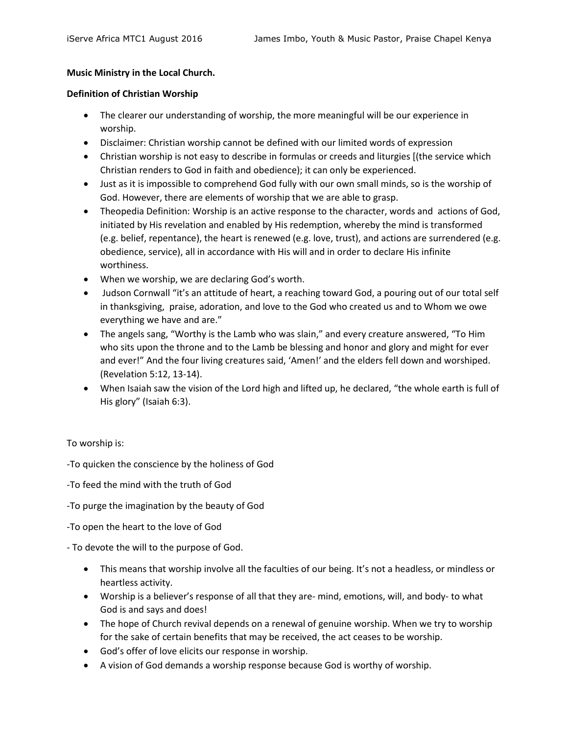**Music Ministry in the Local Church.**

**Definition of Christian Worship**

- The clearer our understanding of worship, the more meaningful will be our experience in worship.
- Disclaimer: Christian worship cannot be defined with our limited words of expression
- Christian worship is not easy to describe in formulas or creeds and liturgies [(the service which Christian renders to God in faith and obedience); it can only be experienced.
- Just as it is impossible to comprehend God fully with our own small minds, so is the worship of God. However, there are elements of worship that we are able to grasp.
- Theopedia Definition: Worship is an active response to the character, words and actions of God, initiated by His revelation and enabled by His redemption, whereby the mind is transformed (e.g. belief, repentance), the heart is renewed (e.g. love, trust), and actions are surrendered (e.g. obedience, service), all in accordance with His will and in order to declare His infinite worthiness.
- When we worship, we are declaring God's worth.
- Judson Cornwall "it's an attitude of heart, a reaching toward God, a pouring out of our total self in thanksgiving, praise, adoration, and love to the God who created us and to Whom we owe everything we have and are."
- The angels sang, "Worthy is the Lamb who was slain," and every creature answered, "To Him who sits upon the throne and to the Lamb be blessing and honor and glory and might for ever and ever!" And the four living creatures said, 'Amen!' and the elders fell down and worshiped. (Revelation 5:12, 13-14).
- When Isaiah saw the vision of the Lord high and lifted up, he declared, "the whole earth is full of His glory" (Isaiah 6:3).

To worship is:

-To quicken the conscience by the holiness of God

-To feed the mind with the truth of God

-To purge the imagination by the beauty of God

-To open the heart to the love of God

- To devote the will to the purpose of God.

- This means that worship involve all the faculties of our being. It's not a headless, or mindless or heartless activity.
- Worship is a believer's response of all that they are- mind, emotions, will, and body- to what God is and says and does!
- The hope of Church revival depends on a renewal of genuine worship. When we try to worship for the sake of certain benefits that may be received, the act ceases to be worship.
- God's offer of love elicits our response in worship.
- A vision of God demands a worship response because God is worthy of worship.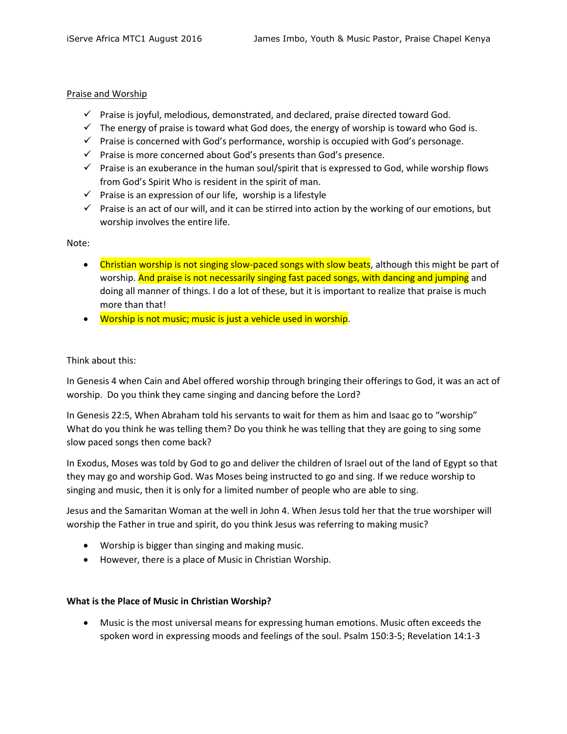<u>Praise and Worship</u>

- ✓ Praise is joyful, melodious, demonstrated, and declared, praise directed toward God.
- ✓ The energy of praise is toward what God does, the energy of worship is toward who God is.
- ✓ Praise is concerned with God's performance, worship is occupied with God's personage.
- ✓ Praise is more concerned about God's presents than God's presence.
- ✓ Praise is an exuberance in the human soul/spirit that is expressed to God, while worship flows from God's Spirit Who is resident in the spirit of man.
- ✓ Praise is an expression of our life, worship is a lifestyle
- ✓ Praise is an act of our will, and it can be stirred into action by the working of our emotions, but worship involves the entire life.

Note:

- Christian worship is not singing slow-paced songs with slow beats, although this might be part of worship. And praise is not necessarily singing fast paced songs, with dancing and jumping and doing all manner of things. I do a lot of these, but it is important to realize that praise is much more than that!
- Worship is not music; music is just a vehicle used in worship.

Think about this:

In Genesis 4 when Cain and Abel offered worship through bringing their offerings to God, it was an act of worship. Do you think they came singing and dancing before the Lord?

In Genesis 22:5, When Abraham told his servants to wait for them as him and Isaac go to "worship" What do you think he was telling them? Do you think he was telling that they are going to sing some slow paced songs then come back?

In Exodus, Moses was told by God to go and deliver the children of Israel out of the land of Egypt so that they may go and worship God. Was Moses being instructed to go and sing. If we reduce worship to singing and music, then it is only for a limited number of people who are able to sing.

Jesus and the Samaritan Woman at the well in John 4. When Jesus told her that the true worshiper will worship the Father in true and spirit, do you think Jesus was referring to making music?

- Worship is bigger than singing and making music.
- However, there is a place of Music in Christian Worship.

**What is the Place of Music in Christian Worship?**

- Music is the most universal means for expressing human emotions. Music often exceeds the spoken word in expressing moods and feelings of the soul. Psalm 150:3-5; Revelation 14:1-3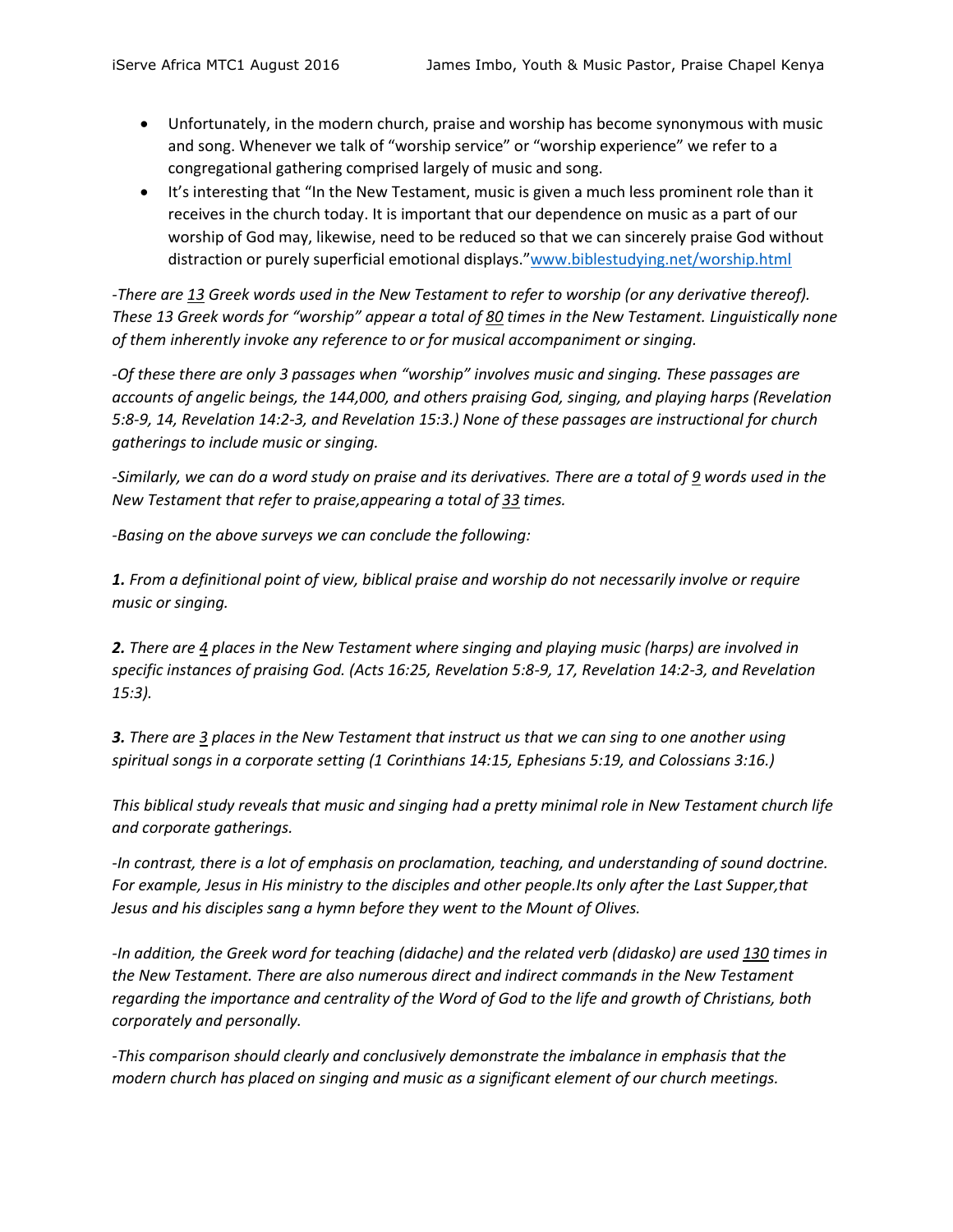- Unfortunately, in the modern church, praise and worship has become synonymous with music and song. Whenever we talk of "worship service" or "worship experience" we refer to a congregational gathering comprised largely of music and song.
- It's interesting that "In the New Testament, music is given a much less prominent role than it receives in the church today. It is important that our dependence on music as a part of our worship of God may, likewise, need to be reduced so that we can sincerely praise God without distraction or purely superficial emotional displays."www.biblestudying.net/worship.html

*-There are <u>13</u> Greek words used in the New Testament to refer to worship (or any derivative thereof). These 13 Greek words for "worship" appear a total of <u>80</u> times in the New Testament. Linguistically none of them inherently invoke any reference to or for musical accompaniment or singing.*

*-Of these there are only 3 passages when "worship" involves music and singing. These passages are accounts of angelic beings, the 144,000, and others praising God, singing, and playing harps (Revelation 5:8-9, 14, Revelation 14:2-3, and Revelation 15:3.) None of these passages are instructional for church gatherings to include music or singing.*

*-Similarly, we can do a word study on praise and its derivatives. There are a total of <u>9</u> words used in the New Testament that refer to praise,appearing a total of <u>33</u> times.*

*-Basing on the above surveys we can conclude the following:*

***1.** From a definitional point of view, biblical praise and worship do not necessarily involve or require music or singing.*

***2.** There are <u>4</u> places in the New Testament where singing and playing music (harps) are involved in specific instances of praising God. (Acts 16:25, Revelation 5:8-9, 17, Revelation 14:2-3, and Revelation 15:3).*

***3.** There are <u>3</u> places in the New Testament that instruct us that we can sing to one another using spiritual songs in a corporate setting (1 Corinthians 14:15, Ephesians 5:19, and Colossians 3:16.)*

*This biblical study reveals that music and singing had a pretty minimal role in New Testament church life and corporate gatherings.*

*-In contrast, there is a lot of emphasis on proclamation, teaching, and understanding of sound doctrine. For example, Jesus in His ministry to the disciples and other people.Its only after the Last Supper,that Jesus and his disciples sang a hymn before they went to the Mount of Olives.*

*-In addition, the Greek word for teaching (didache) and the related verb (didasko) are used <u>130</u> times in the New Testament. There are also numerous direct and indirect commands in the New Testament regarding the importance and centrality of the Word of God to the life and growth of Christians, both corporately and personally.*

*-This comparison should clearly and conclusively demonstrate the imbalance in emphasis that the modern church has placed on singing and music as a significant element of our church meetings.*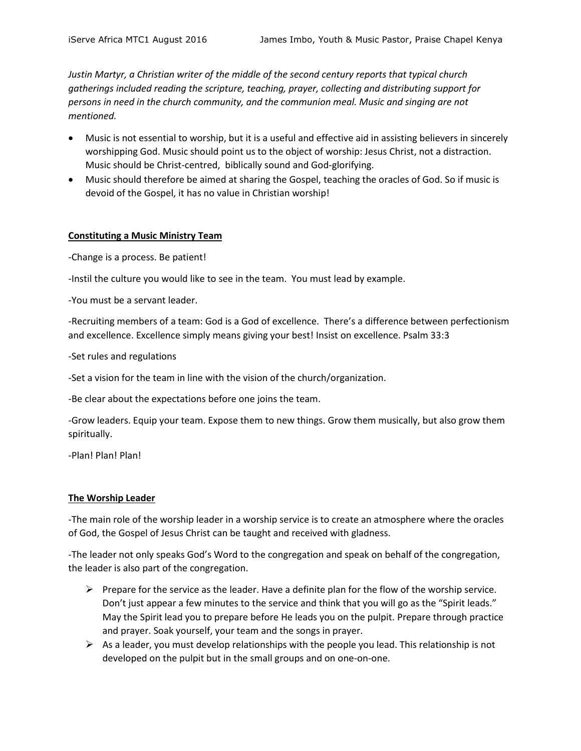*Justin Martyr, a Christian writer of the middle of the second century reports that typical church gatherings included reading the scripture, teaching, prayer, collecting and distributing support for persons in need in the church community, and the communion meal. Music and singing are not mentioned.*

- Music is not essential to worship, but it is a useful and effective aid in assisting believers in sincerely worshipping God. Music should point us to the object of worship: Jesus Christ, not a distraction. Music should be Christ-centred, biblically sound and God-glorifying.
- Music should therefore be aimed at sharing the Gospel, teaching the oracles of God. So if music is devoid of the Gospel, it has no value in Christian worship!

## Constituting a Music Ministry Team

-Change is a process. Be patient!

-Instil the culture you would like to see in the team. You must lead by example.

-You must be a servant leader.

-Recruiting members of a team: God is a God of excellence. There's a difference between perfectionism and excellence. Excellence simply means giving your best! Insist on excellence. Psalm 33:3

-Set rules and regulations

-Set a vision for the team in line with the vision of the church/organization.

-Be clear about the expectations before one joins the team.

-Grow leaders. Equip your team. Expose them to new things. Grow them musically, but also grow them spiritually.

-Plan! Plan! Plan!

## The Worship Leader

-The main role of the worship leader in a worship service is to create an atmosphere where the oracles of God, the Gospel of Jesus Christ can be taught and received with gladness.

-The leader not only speaks God's Word to the congregation and speak on behalf of the congregation, the leader is also part of the congregation.

- Prepare for the service as the leader. Have a definite plan for the flow of the worship service. Don't just appear a few minutes to the service and think that you will go as the "Spirit leads." May the Spirit lead you to prepare before He leads you on the pulpit. Prepare through practice and prayer. Soak yourself, your team and the songs in prayer.
- As a leader, you must develop relationships with the people you lead. This relationship is not developed on the pulpit but in the small groups and on one-on-one.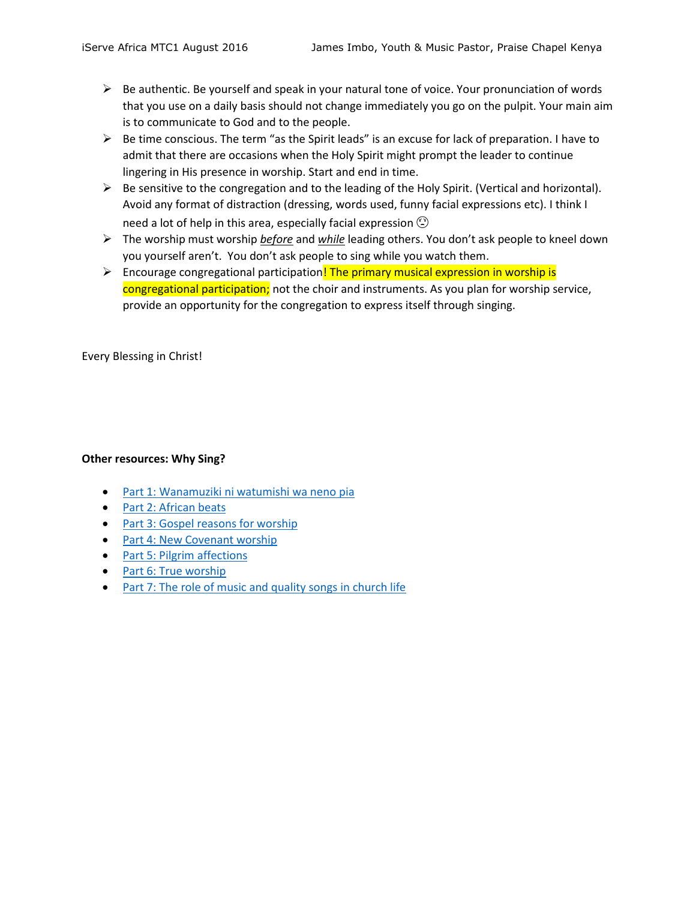- Be authentic. Be yourself and speak in your natural tone of voice. Your pronunciation of words that you use on a daily basis should not change immediately you go on the pulpit. Your main aim is to communicate to God and to the people.
- Be time conscious. The term "as the Spirit leads" is an excuse for lack of preparation. I have to admit that there are occasions when the Holy Spirit might prompt the leader to continue lingering in His presence in worship. Start and end in time.
- Be sensitive to the congregation and to the leading of the Holy Spirit. (Vertical and horizontal). Avoid any format of distraction (dressing, words used, funny facial expressions etc). I think I need a lot of help in this area, especially facial expression ☹
- The worship must worship ***before*** and ***while*** leading others. You don't ask people to kneel down you yourself aren't. You don't ask people to sing while you watch them.
- Encourage congregational participation! The primary musical expression in worship is congregational participation; not the choir and instruments. As you plan for worship service, provide an opportunity for the congregation to express itself through singing.

Every Blessing in Christ!

**Other resources: Why Sing?**

- Part 1: Wanamuziki ni watumishi wa neno pia
- Part 2: African beats
- Part 3: Gospel reasons for worship
- Part 4: New Covenant worship
- Part 5: Pilgrim affections
- Part 6: True worship
- Part 7: The role of music and quality songs in church life